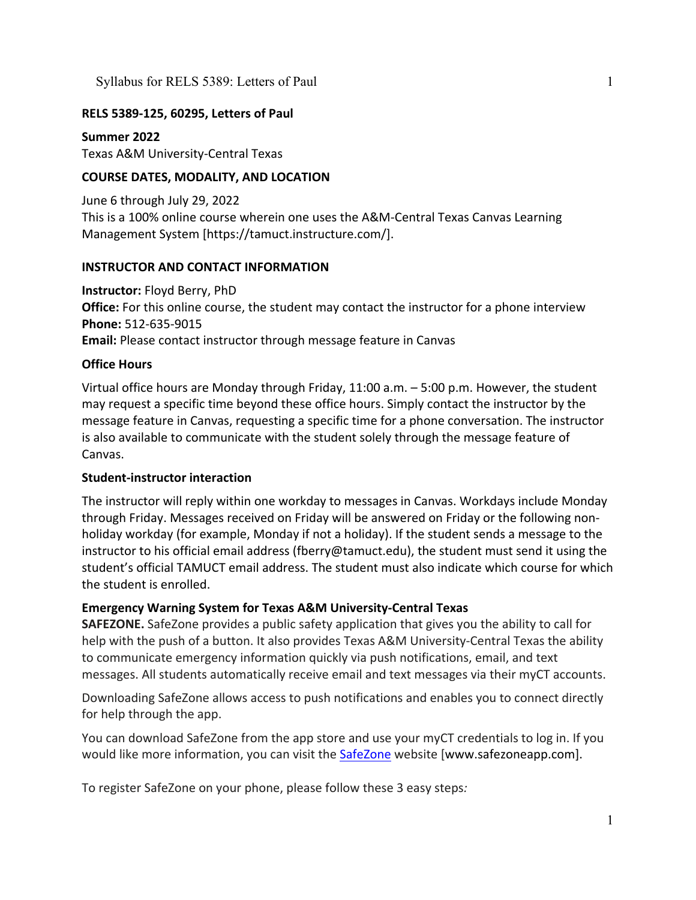**RELS 5389-125, 60295, Letters of Paul**

**Summer 2022**
Texas A&M University-Central Texas

**COURSE DATES, MODALITY, AND LOCATION**

June 6 through July 29, 2022
This is a 100% online course wherein one uses the A&M-Central Texas Canvas Learning Management System [https://tamuct.instructure.com/].

**INSTRUCTOR AND CONTACT INFORMATION**

**Instructor:** Floyd Berry, PhD
**Office:** For this online course, the student may contact the instructor for a phone interview
**Phone:** 512-635-9015
**Email:** Please contact instructor through message feature in Canvas

**Office Hours**

Virtual office hours are Monday through Friday, 11:00 a.m. – 5:00 p.m. However, the student may request a specific time beyond these office hours. Simply contact the instructor by the message feature in Canvas, requesting a specific time for a phone conversation. The instructor is also available to communicate with the student solely through the message feature of Canvas.

**Student-instructor interaction**

The instructor will reply within one workday to messages in Canvas. Workdays include Monday through Friday. Messages received on Friday will be answered on Friday or the following non-holiday workday (for example, Monday if not a holiday). If the student sends a message to the instructor to his official email address (fberry@tamuct.edu), the student must send it using the student's official TAMUCT email address. The student must also indicate which course for which the student is enrolled.

**Emergency Warning System for Texas A&M University-Central Texas**

**SAFEZONE.** SafeZone provides a public safety application that gives you the ability to call for help with the push of a button. It also provides Texas A&M University-Central Texas the ability to communicate emergency information quickly via push notifications, email, and text messages. All students automatically receive email and text messages via their myCT accounts.

Downloading SafeZone allows access to push notifications and enables you to connect directly for help through the app.

You can download SafeZone from the app store and use your myCT credentials to log in. If you would like more information, you can visit the SafeZone website [www.safezoneapp.com].

To register SafeZone on your phone, please follow these 3 easy steps*:*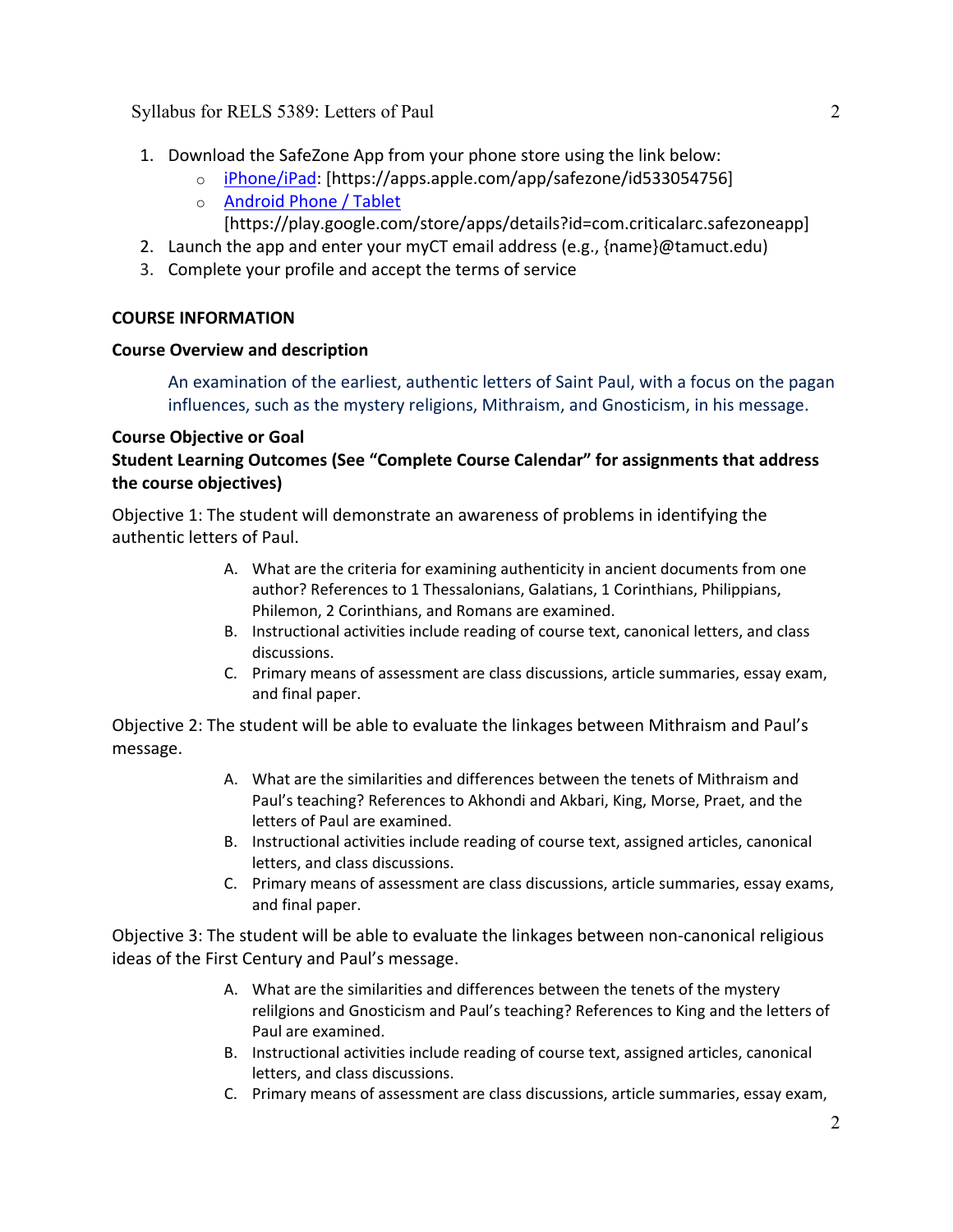1. Download the SafeZone App from your phone store using the link below:
   - iPhone/iPad: [https://apps.apple.com/app/safezone/id533054756]
   - Android Phone / Tablet [https://play.google.com/store/apps/details?id=com.criticalarc.safezoneapp]
2. Launch the app and enter your myCT email address (e.g., {name}@tamuct.edu)
3. Complete your profile and accept the terms of service

## COURSE INFORMATION

### Course Overview and description

An examination of the earliest, authentic letters of Saint Paul, with a focus on the pagan influences, such as the mystery religions, Mithraism, and Gnosticism, in his message.

### Course Objective or Goal

### Student Learning Outcomes (See "Complete Course Calendar" for assignments that address the course objectives)

Objective 1: The student will demonstrate an awareness of problems in identifying the authentic letters of Paul.

A. What are the criteria for examining authenticity in ancient documents from one author? References to 1 Thessalonians, Galatians, 1 Corinthians, Philippians, Philemon, 2 Corinthians, and Romans are examined.
B. Instructional activities include reading of course text, canonical letters, and class discussions.
C. Primary means of assessment are class discussions, article summaries, essay exam, and final paper.

Objective 2: The student will be able to evaluate the linkages between Mithraism and Paul's message.

A. What are the similarities and differences between the tenets of Mithraism and Paul's teaching? References to Akhondi and Akbari, King, Morse, Praet, and the letters of Paul are examined.
B. Instructional activities include reading of course text, assigned articles, canonical letters, and class discussions.
C. Primary means of assessment are class discussions, article summaries, essay exams, and final paper.

Objective 3: The student will be able to evaluate the linkages between non-canonical religious ideas of the First Century and Paul's message.

A. What are the similarities and differences between the tenets of the mystery relilgions and Gnosticism and Paul's teaching? References to King and the letters of Paul are examined.
B. Instructional activities include reading of course text, assigned articles, canonical letters, and class discussions.
C. Primary means of assessment are class discussions, article summaries, essay exam,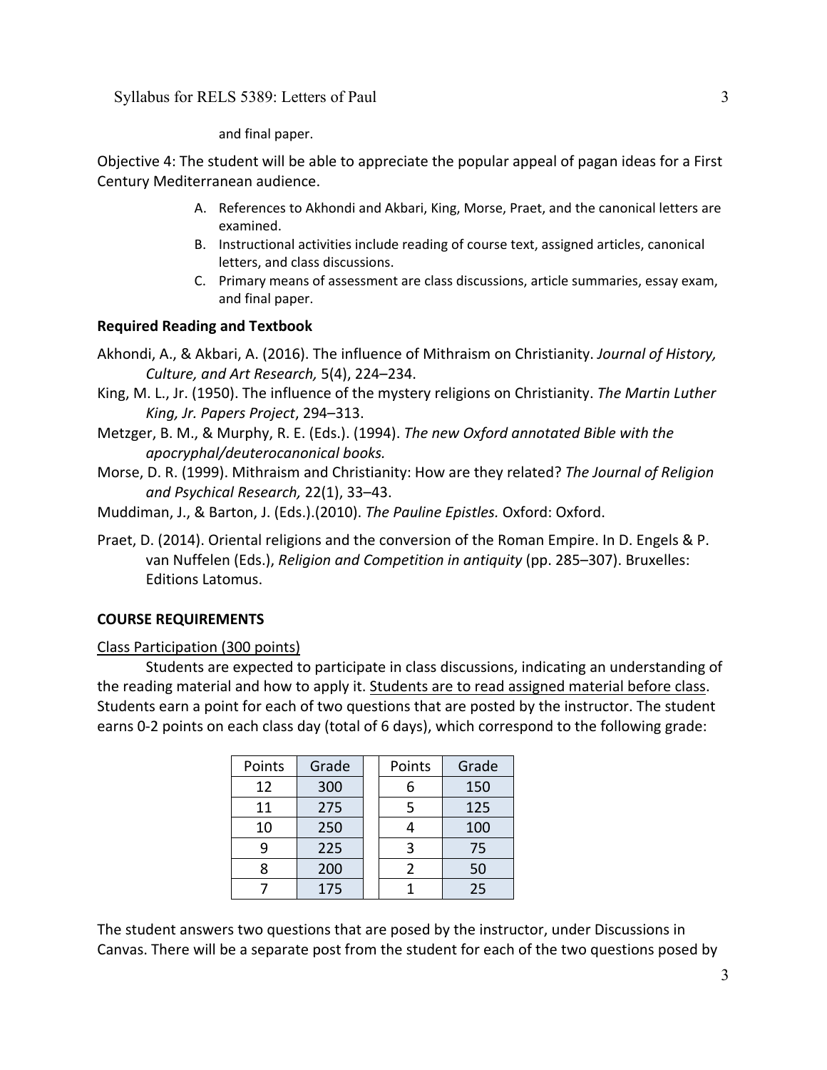and final paper.

Objective 4: The student will be able to appreciate the popular appeal of pagan ideas for a First Century Mediterranean audience.

A. References to Akhondi and Akbari, King, Morse, Praet, and the canonical letters are examined.
B. Instructional activities include reading of course text, assigned articles, canonical letters, and class discussions.
C. Primary means of assessment are class discussions, article summaries, essay exam, and final paper.

**Required Reading and Textbook**

Akhondi, A., & Akbari, A. (2016). The influence of Mithraism on Christianity. *Journal of History, Culture, and Art Research,* 5(4), 224–234.

King, M. L., Jr. (1950). The influence of the mystery religions on Christianity. *The Martin Luther King, Jr. Papers Project*, 294–313.

Metzger, B. M., & Murphy, R. E. (Eds.). (1994). *The new Oxford annotated Bible with the apocryphal/deuterocanonical books.*

Morse, D. R. (1999). Mithraism and Christianity: How are they related? *The Journal of Religion and Psychical Research,* 22(1), 33–43.

Muddiman, J., & Barton, J. (Eds.).(2010). *The Pauline Epistles.* Oxford: Oxford.

Praet, D. (2014). Oriental religions and the conversion of the Roman Empire. In D. Engels & P. van Nuffelen (Eds.), *Religion and Competition in antiquity* (pp. 285–307). Bruxelles: Editions Latomus.

**COURSE REQUIREMENTS**

Class Participation (300 points)

Students are expected to participate in class discussions, indicating an understanding of the reading material and how to apply it. Students are to read assigned material before class. Students earn a point for each of two questions that are posted by the instructor. The student earns 0-2 points on each class day (total of 6 days), which correspond to the following grade:

| Points | Grade | | Points | Grade |
|---|---|---|---|---|
| 12 | 300 | | 6 | 150 |
| 11 | 275 | | 5 | 125 |
| 10 | 250 | | 4 | 100 |
| 9 | 225 | | 3 | 75 |
| 8 | 200 | | 2 | 50 |
| 7 | 175 | | 1 | 25 |

The student answers two questions that are posed by the instructor, under Discussions in Canvas. There will be a separate post from the student for each of the two questions posed by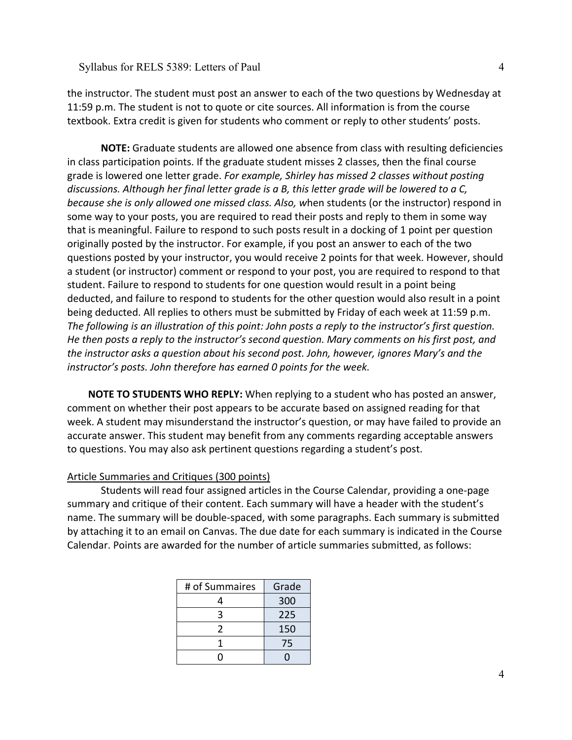the instructor. The student must post an answer to each of the two questions by Wednesday at 11:59 p.m. The student is not to quote or cite sources. All information is from the course textbook. Extra credit is given for students who comment or reply to other students' posts.

**NOTE:** Graduate students are allowed one absence from class with resulting deficiencies in class participation points. If the graduate student misses 2 classes, then the final course grade is lowered one letter grade. *For example, Shirley has missed 2 classes without posting discussions. Although her final letter grade is a B, this letter grade will be lowered to a C, because she is only allowed one missed class. Also, w*hen students (or the instructor) respond in some way to your posts, you are required to read their posts and reply to them in some way that is meaningful. Failure to respond to such posts result in a docking of 1 point per question originally posted by the instructor. For example, if you post an answer to each of the two questions posted by your instructor, you would receive 2 points for that week. However, should a student (or instructor) comment or respond to your post, you are required to respond to that student. Failure to respond to students for one question would result in a point being deducted, and failure to respond to students for the other question would also result in a point being deducted. All replies to others must be submitted by Friday of each week at 11:59 p.m. *The following is an illustration of this point: John posts a reply to the instructor's first question. He then posts a reply to the instructor's second question. Mary comments on his first post, and the instructor asks a question about his second post. John, however, ignores Mary's and the instructor's posts. John therefore has earned 0 points for the week.*

**NOTE TO STUDENTS WHO REPLY:** When replying to a student who has posted an answer, comment on whether their post appears to be accurate based on assigned reading for that week. A student may misunderstand the instructor's question, or may have failed to provide an accurate answer. This student may benefit from any comments regarding acceptable answers to questions. You may also ask pertinent questions regarding a student's post.

<u>Article Summaries and Critiques (300 points)</u>

Students will read four assigned articles in the Course Calendar, providing a one-page summary and critique of their content. Each summary will have a header with the student's name. The summary will be double-spaced, with some paragraphs. Each summary is submitted by attaching it to an email on Canvas. The due date for each summary is indicated in the Course Calendar. Points are awarded for the number of article summaries submitted, as follows:

| # of Summaires | Grade |
| --- | --- |
| 4 | 300 |
| 3 | 225 |
| 2 | 150 |
| 1 | 75 |
| 0 | 0 |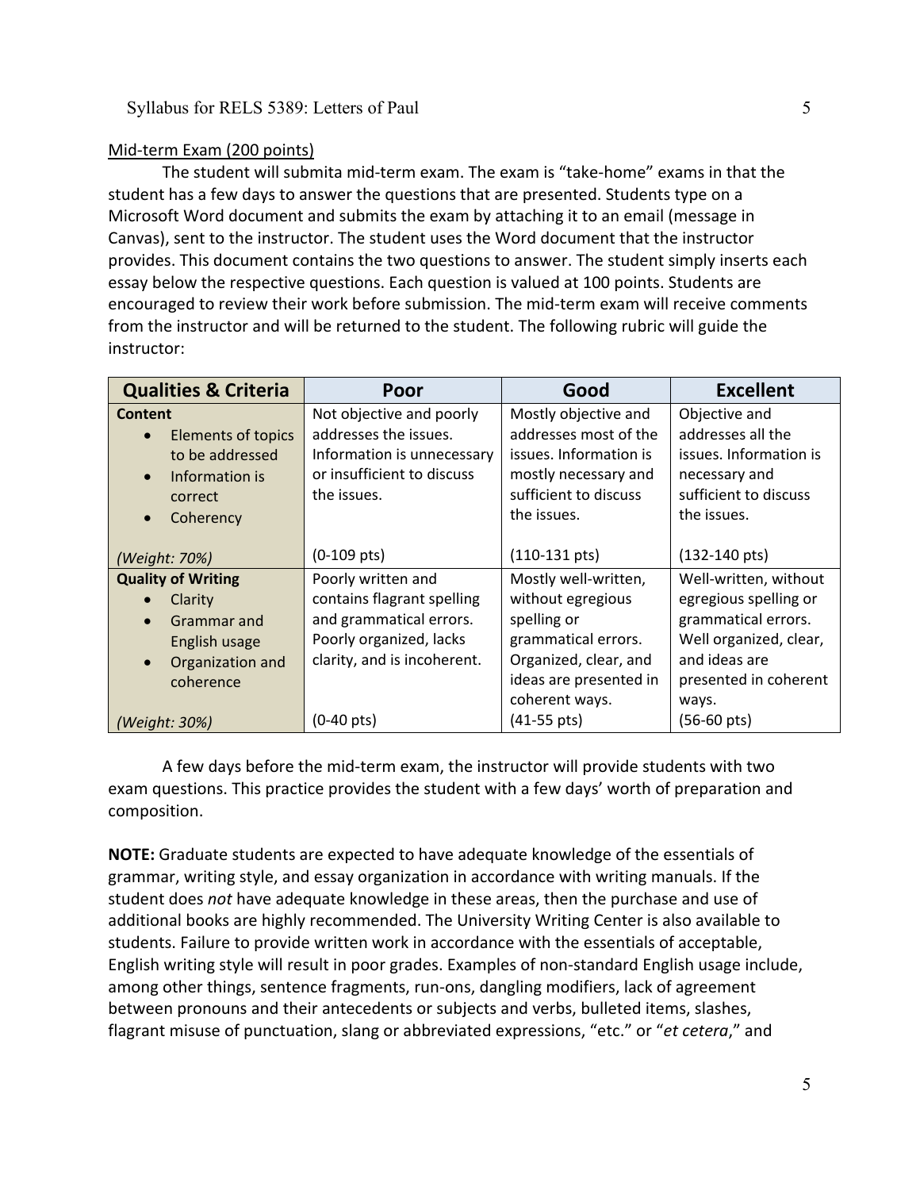Mid-term Exam (200 points)

The student will submita mid-term exam. The exam is "take-home" exams in that the student has a few days to answer the questions that are presented. Students type on a Microsoft Word document and submits the exam by attaching it to an email (message in Canvas), sent to the instructor. The student uses the Word document that the instructor provides. This document contains the two questions to answer. The student simply inserts each essay below the respective questions. Each question is valued at 100 points. Students are encouraged to review their work before submission. The mid-term exam will receive comments from the instructor and will be returned to the student. The following rubric will guide the instructor:

| Qualities & Criteria | Poor | Good | Excellent |
|---|---|---|---|
| **Content**<br>• Elements of topics to be addressed<br>• Information is correct<br>• Coherency<br><br>*(Weight: 70%)* | Not objective and poorly addresses the issues. Information is unnecessary or insufficient to discuss the issues.<br><br>(0-109 pts) | Mostly objective and addresses most of the issues. Information is mostly necessary and sufficient to discuss the issues.<br><br>(110-131 pts) | Objective and addresses all the issues. Information is necessary and sufficient to discuss the issues.<br><br>(132-140 pts) |
| **Quality of Writing**<br>• Clarity<br>• Grammar and English usage<br>• Organization and coherence<br><br>*(Weight: 30%)* | Poorly written and contains flagrant spelling and grammatical errors. Poorly organized, lacks clarity, and is incoherent.<br><br>(0-40 pts) | Mostly well-written, without egregious spelling or grammatical errors. Organized, clear, and ideas are presented in coherent ways.<br>(41-55 pts) | Well-written, without egregious spelling or grammatical errors. Well organized, clear, and ideas are presented in coherent ways.<br>(56-60 pts) |

A few days before the mid-term exam, the instructor will provide students with two exam questions. This practice provides the student with a few days' worth of preparation and composition.

**NOTE:** Graduate students are expected to have adequate knowledge of the essentials of grammar, writing style, and essay organization in accordance with writing manuals. If the student does *not* have adequate knowledge in these areas, then the purchase and use of additional books are highly recommended. The University Writing Center is also available to students. Failure to provide written work in accordance with the essentials of acceptable, English writing style will result in poor grades. Examples of non-standard English usage include, among other things, sentence fragments, run-ons, dangling modifiers, lack of agreement between pronouns and their antecedents or subjects and verbs, bulleted items, slashes, flagrant misuse of punctuation, slang or abbreviated expressions, "etc." or "*et cetera*," and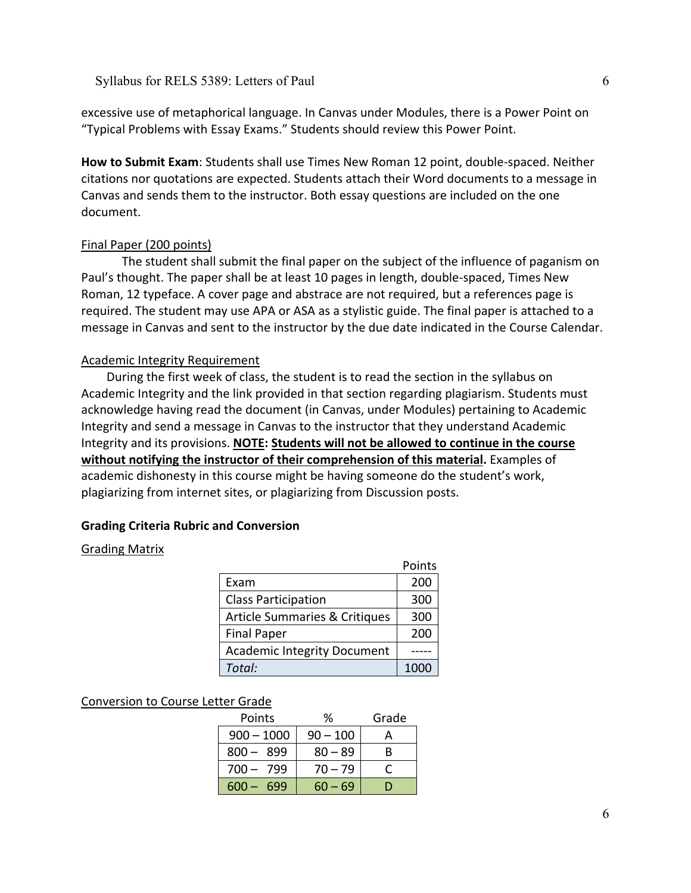excessive use of metaphorical language. In Canvas under Modules, there is a Power Point on "Typical Problems with Essay Exams." Students should review this Power Point.

**How to Submit Exam**: Students shall use Times New Roman 12 point, double-spaced. Neither citations nor quotations are expected. Students attach their Word documents to a message in Canvas and sends them to the instructor. Both essay questions are included on the one document.

Final Paper (200 points)

The student shall submit the final paper on the subject of the influence of paganism on Paul's thought. The paper shall be at least 10 pages in length, double-spaced, Times New Roman, 12 typeface. A cover page and abstrace are not required, but a references page is required. The student may use APA or ASA as a stylistic guide. The final paper is attached to a message in Canvas and sent to the instructor by the due date indicated in the Course Calendar.

Academic Integrity Requirement

During the first week of class, the student is to read the section in the syllabus on Academic Integrity and the link provided in that section regarding plagiarism. Students must acknowledge having read the document (in Canvas, under Modules) pertaining to Academic Integrity and send a message in Canvas to the instructor that they understand Academic Integrity and its provisions. **NOTE: Students will not be allowed to continue in the course without notifying the instructor of their comprehension of this material.** Examples of academic dishonesty in this course might be having someone do the student's work, plagiarizing from internet sites, or plagiarizing from Discussion posts.

**Grading Criteria Rubric and Conversion**

Grading Matrix

| | Points |
|---|---|
| Exam | 200 |
| Class Participation | 300 |
| Article Summaries & Critiques | 300 |
| Final Paper | 200 |
| Academic Integrity Document | ----- |
| *Total:* | 1000 |

Conversion to Course Letter Grade

| Points | % | Grade |
|---|---|---|
| 900 – 1000 | 90 – 100 | A |
| 800 – 899 | 80 – 89 | B |
| 700 – 799 | 70 – 79 | C |
| 600 – 699 | 60 – 69 | D |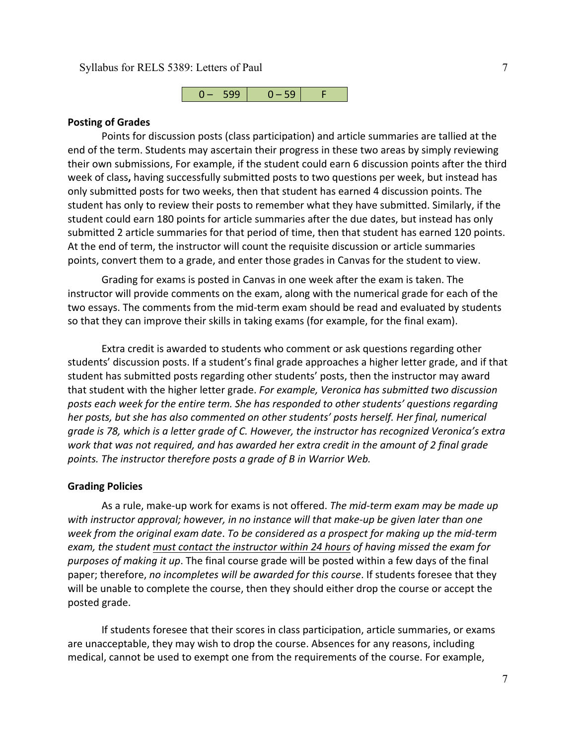| 0 – 599 | 0 – 59 | F |
|---|---|---|

**Posting of Grades**

Points for discussion posts (class participation) and article summaries are tallied at the end of the term. Students may ascertain their progress in these two areas by simply reviewing their own submissions, For example, if the student could earn 6 discussion points after the third week of class**,** having successfully submitted posts to two questions per week, but instead has only submitted posts for two weeks, then that student has earned 4 discussion points. The student has only to review their posts to remember what they have submitted. Similarly, if the student could earn 180 points for article summaries after the due dates, but instead has only submitted 2 article summaries for that period of time, then that student has earned 120 points. At the end of term, the instructor will count the requisite discussion or article summaries points, convert them to a grade, and enter those grades in Canvas for the student to view.

Grading for exams is posted in Canvas in one week after the exam is taken. The instructor will provide comments on the exam, along with the numerical grade for each of the two essays. The comments from the mid-term exam should be read and evaluated by students so that they can improve their skills in taking exams (for example, for the final exam).

Extra credit is awarded to students who comment or ask questions regarding other students' discussion posts. If a student's final grade approaches a higher letter grade, and if that student has submitted posts regarding other students' posts, then the instructor may award that student with the higher letter grade. *For example, Veronica has submitted two discussion posts each week for the entire term. She has responded to other students' questions regarding her posts, but she has also commented on other students' posts herself. Her final, numerical grade is 78, which is a letter grade of C. However, the instructor has recognized Veronica's extra work that was not required, and has awarded her extra credit in the amount of 2 final grade points. The instructor therefore posts a grade of B in Warrior Web.*

**Grading Policies**

As a rule, make-up work for exams is not offered. *The mid-term exam may be made up with instructor approval; however, in no instance will that make-up be given later than one week from the original exam date*. *To be considered as a prospect for making up the mid-term exam, the student <u>must contact the instructor within 24 hours</u> of having missed the exam for purposes of making it up*. The final course grade will be posted within a few days of the final paper; therefore, *no incompletes will be awarded for this course*. If students foresee that they will be unable to complete the course, then they should either drop the course or accept the posted grade.

If students foresee that their scores in class participation, article summaries, or exams are unacceptable, they may wish to drop the course. Absences for any reasons, including medical, cannot be used to exempt one from the requirements of the course. For example,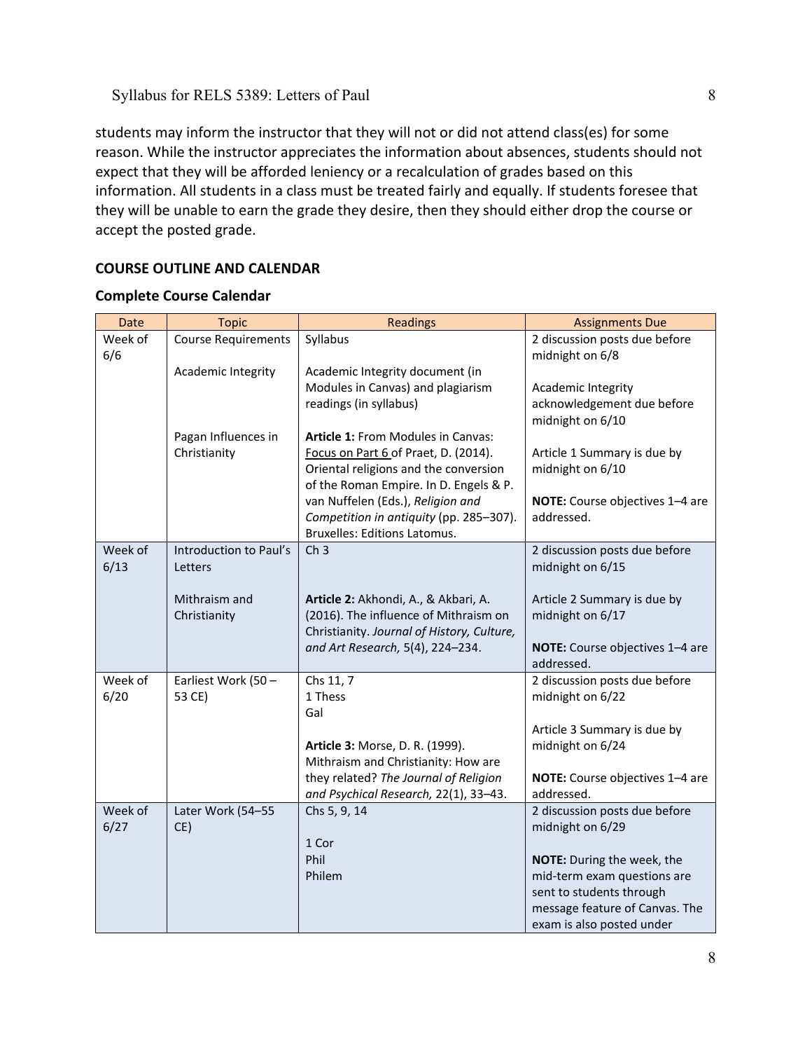students may inform the instructor that they will not or did not attend class(es) for some reason. While the instructor appreciates the information about absences, students should not expect that they will be afforded leniency or a recalculation of grades based on this information. All students in a class must be treated fairly and equally. If students foresee that they will be unable to earn the grade they desire, then they should either drop the course or accept the posted grade.

## COURSE OUTLINE AND CALENDAR

### Complete Course Calendar

| Date | Topic | Readings | Assignments Due |
|---|---|---|---|
| Week of 6/6 | Course Requirements<br><br>Academic Integrity<br><br>Pagan Influences in Christianity | Syllabus<br><br>Academic Integrity document (in Modules in Canvas) and plagiarism readings (in syllabus)<br><br>**Article 1:** From Modules in Canvas: Focus on Part 6 of Praet, D. (2014). Oriental religions and the conversion of the Roman Empire. In D. Engels & P. van Nuffelen (Eds.), *Religion and Competition in antiquity* (pp. 285–307). Bruxelles: Editions Latomus. | 2 discussion posts due before midnight on 6/8<br><br>Academic Integrity acknowledgement due before midnight on 6/10<br><br>Article 1 Summary is due by midnight on 6/10<br><br>**NOTE:** Course objectives 1–4 are addressed. |
| Week of 6/13 | Introduction to Paul's Letters<br><br>Mithraism and Christianity | Ch 3<br><br>**Article 2:** Akhondi, A., & Akbari, A. (2016). The influence of Mithraism on Christianity. *Journal of History, Culture, and Art Research,* 5(4), 224–234. | 2 discussion posts due before midnight on 6/15<br><br>Article 2 Summary is due by midnight on 6/17<br><br>**NOTE:** Course objectives 1–4 are addressed. |
| Week of 6/20 | Earliest Work (50 – 53 CE) | Chs 11, 7<br>1 Thess<br>Gal<br><br>**Article 3:** Morse, D. R. (1999). Mithraism and Christianity: How are they related? *The Journal of Religion and Psychical Research,* 22(1), 33–43. | 2 discussion posts due before midnight on 6/22<br><br>Article 3 Summary is due by midnight on 6/24<br><br>**NOTE:** Course objectives 1–4 are addressed. |
| Week of 6/27 | Later Work (54–55 CE) | Chs 5, 9, 14<br><br>1 Cor<br>Phil<br>Philem | 2 discussion posts due before midnight on 6/29<br><br>**NOTE:** During the week, the mid-term exam questions are sent to students through message feature of Canvas. The exam is also posted under |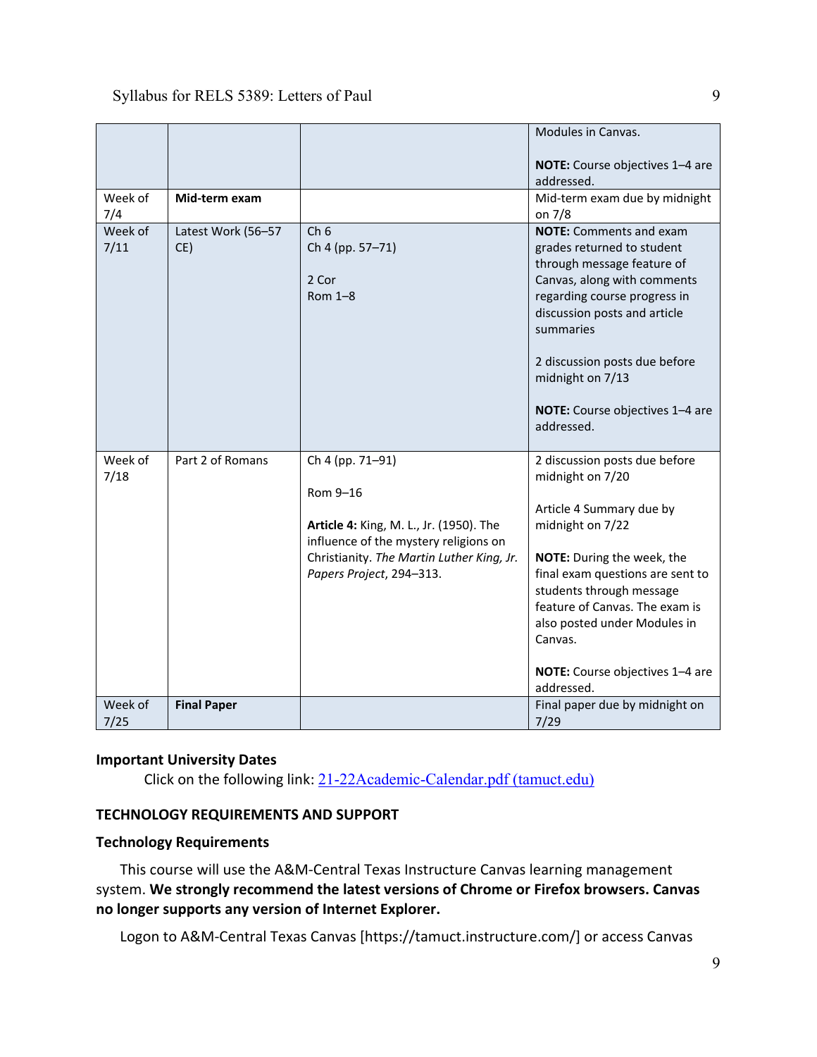| | | | |
|---|---|---|---|
| | | | Modules in Canvas.<br><br>**NOTE:** Course objectives 1–4 are addressed. |
| Week of 7/4 | **Mid-term exam** | | Mid-term exam due by midnight on 7/8 |
| Week of 7/11 | Latest Work (56–57 CE) | Ch 6<br>Ch 4 (pp. 57–71)<br><br>2 Cor<br>Rom 1–8 | **NOTE:** Comments and exam grades returned to student through message feature of Canvas, along with comments regarding course progress in discussion posts and article summaries<br><br>2 discussion posts due before midnight on 7/13<br><br>**NOTE:** Course objectives 1–4 are addressed. |
| Week of 7/18 | Part 2 of Romans | Ch 4 (pp. 71–91)<br><br>Rom 9–16<br><br>**Article 4:** King, M. L., Jr. (1950). The influence of the mystery religions on Christianity. *The Martin Luther King, Jr. Papers Project*, 294–313. | 2 discussion posts due before midnight on 7/20<br><br>Article 4 Summary due by midnight on 7/22<br><br>**NOTE:** During the week, the final exam questions are sent to students through message feature of Canvas. The exam is also posted under Modules in Canvas.<br><br>**NOTE:** Course objectives 1–4 are addressed. |
| Week of 7/25 | **Final Paper** | | Final paper due by midnight on 7/29 |

**Important University Dates**

Click on the following link: 21-22Academic-Calendar.pdf (tamuct.edu)

## TECHNOLOGY REQUIREMENTS AND SUPPORT

### Technology Requirements

This course will use the A&M-Central Texas Instructure Canvas learning management system. **We strongly recommend the latest versions of Chrome or Firefox browsers. Canvas no longer supports any version of Internet Explorer.**

Logon to A&M-Central Texas Canvas [https://tamuct.instructure.com/] or access Canvas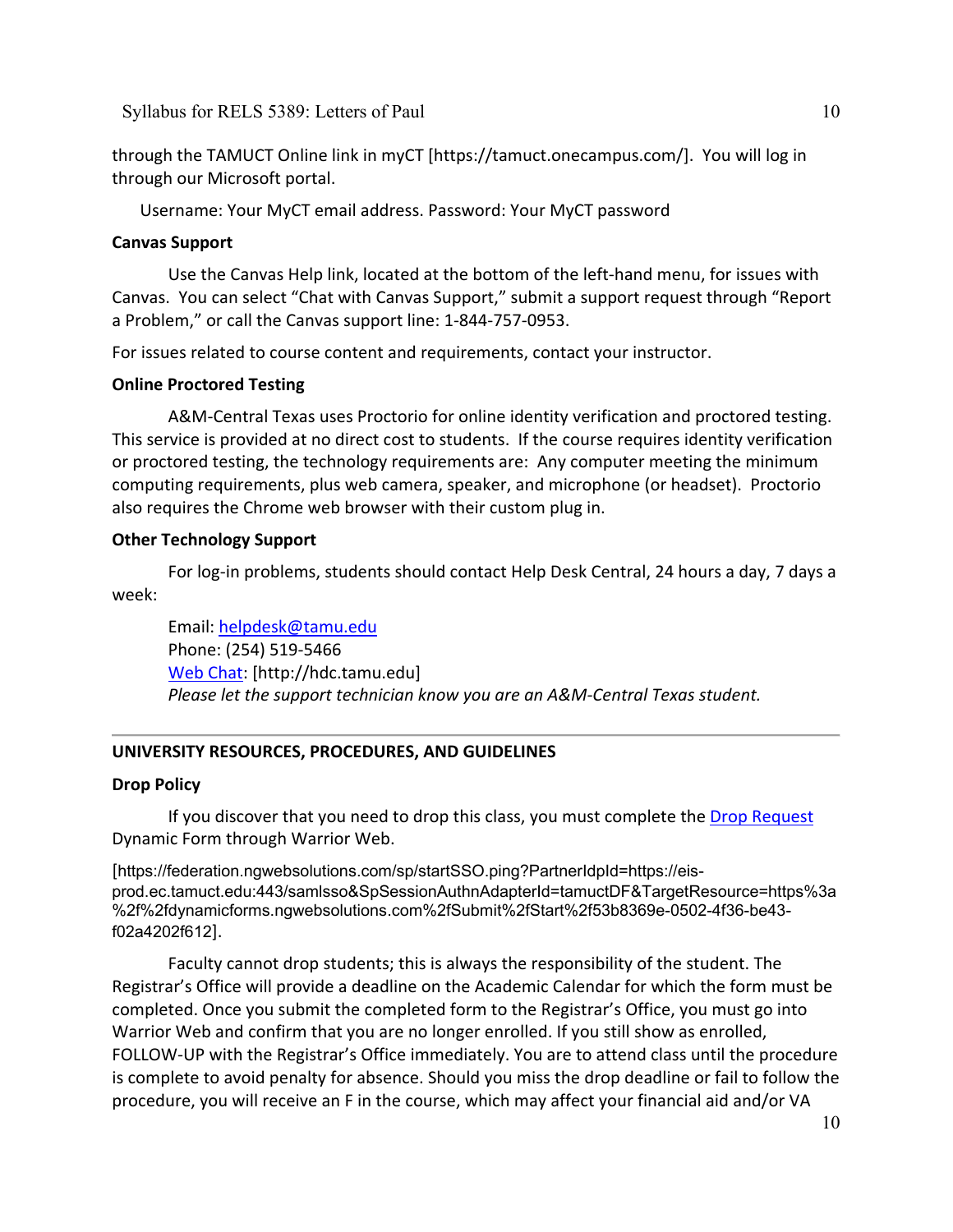through the TAMUCT Online link in myCT [https://tamuct.onecampus.com/]. You will log in through our Microsoft portal.

Username: Your MyCT email address. Password: Your MyCT password

**Canvas Support**

Use the Canvas Help link, located at the bottom of the left-hand menu, for issues with Canvas. You can select "Chat with Canvas Support," submit a support request through "Report a Problem," or call the Canvas support line: 1-844-757-0953.

For issues related to course content and requirements, contact your instructor.

**Online Proctored Testing**

A&M-Central Texas uses Proctorio for online identity verification and proctored testing. This service is provided at no direct cost to students. If the course requires identity verification or proctored testing, the technology requirements are: Any computer meeting the minimum computing requirements, plus web camera, speaker, and microphone (or headset). Proctorio also requires the Chrome web browser with their custom plug in.

**Other Technology Support**

For log-in problems, students should contact Help Desk Central, 24 hours a day, 7 days a week:

Email: helpdesk@tamu.edu
Phone: (254) 519-5466
Web Chat: [http://hdc.tamu.edu]
*Please let the support technician know you are an A&M-Central Texas student.*

---

**UNIVERSITY RESOURCES, PROCEDURES, AND GUIDELINES**

**Drop Policy**

If you discover that you need to drop this class, you must complete the Drop Request Dynamic Form through Warrior Web.

[https://federation.ngwebsolutions.com/sp/startSSO.ping?PartnerIdpId=https://eis-prod.ec.tamuct.edu:443/samlsso&SpSessionAuthnAdapterId=tamuctDF&TargetResource=https%3a%2f%2fdynamicforms.ngwebsolutions.com%2fSubmit%2fStart%2f53b8369e-0502-4f36-be43-f02a4202f612].

Faculty cannot drop students; this is always the responsibility of the student. The Registrar's Office will provide a deadline on the Academic Calendar for which the form must be completed. Once you submit the completed form to the Registrar's Office, you must go into Warrior Web and confirm that you are no longer enrolled. If you still show as enrolled, FOLLOW-UP with the Registrar's Office immediately. You are to attend class until the procedure is complete to avoid penalty for absence. Should you miss the drop deadline or fail to follow the procedure, you will receive an F in the course, which may affect your financial aid and/or VA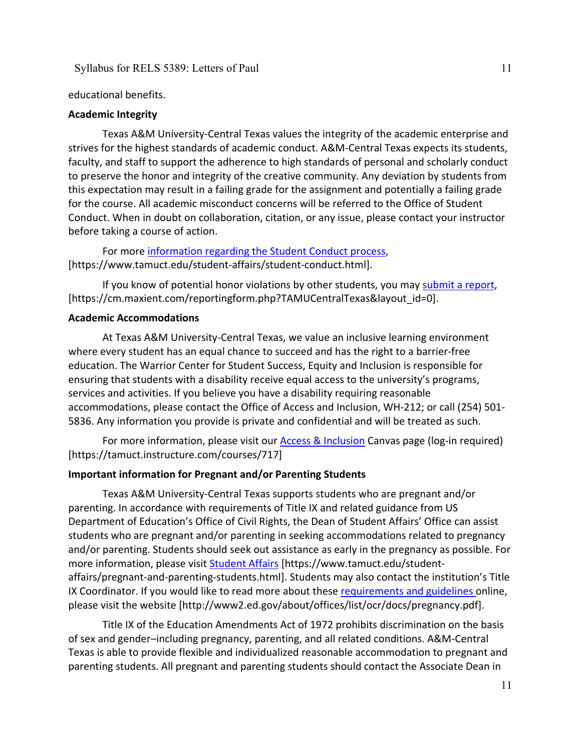educational benefits.

**Academic Integrity**

Texas A&M University-Central Texas values the integrity of the academic enterprise and strives for the highest standards of academic conduct. A&M-Central Texas expects its students, faculty, and staff to support the adherence to high standards of personal and scholarly conduct to preserve the honor and integrity of the creative community. Any deviation by students from this expectation may result in a failing grade for the assignment and potentially a failing grade for the course. All academic misconduct concerns will be referred to the Office of Student Conduct. When in doubt on collaboration, citation, or any issue, please contact your instructor before taking a course of action.

For more information regarding the Student Conduct process, [https://www.tamuct.edu/student-affairs/student-conduct.html].

If you know of potential honor violations by other students, you may submit a report, [https://cm.maxient.com/reportingform.php?TAMUCentralTexas&layout_id=0].

**Academic Accommodations**

At Texas A&M University-Central Texas, we value an inclusive learning environment where every student has an equal chance to succeed and has the right to a barrier-free education. The Warrior Center for Student Success, Equity and Inclusion is responsible for ensuring that students with a disability receive equal access to the university's programs, services and activities. If you believe you have a disability requiring reasonable accommodations, please contact the Office of Access and Inclusion, WH-212; or call (254) 501-5836. Any information you provide is private and confidential and will be treated as such.

For more information, please visit our Access & Inclusion Canvas page (log-in required) [https://tamuct.instructure.com/courses/717]

**Important information for Pregnant and/or Parenting Students**

Texas A&M University-Central Texas supports students who are pregnant and/or parenting. In accordance with requirements of Title IX and related guidance from US Department of Education's Office of Civil Rights, the Dean of Student Affairs' Office can assist students who are pregnant and/or parenting in seeking accommodations related to pregnancy and/or parenting. Students should seek out assistance as early in the pregnancy as possible. For more information, please visit Student Affairs [https://www.tamuct.edu/student-affairs/pregnant-and-parenting-students.html]. Students may also contact the institution's Title IX Coordinator. If you would like to read more about these requirements and guidelines online, please visit the website [http://www2.ed.gov/about/offices/list/ocr/docs/pregnancy.pdf].

Title IX of the Education Amendments Act of 1972 prohibits discrimination on the basis of sex and gender–including pregnancy, parenting, and all related conditions. A&M-Central Texas is able to provide flexible and individualized reasonable accommodation to pregnant and parenting students. All pregnant and parenting students should contact the Associate Dean in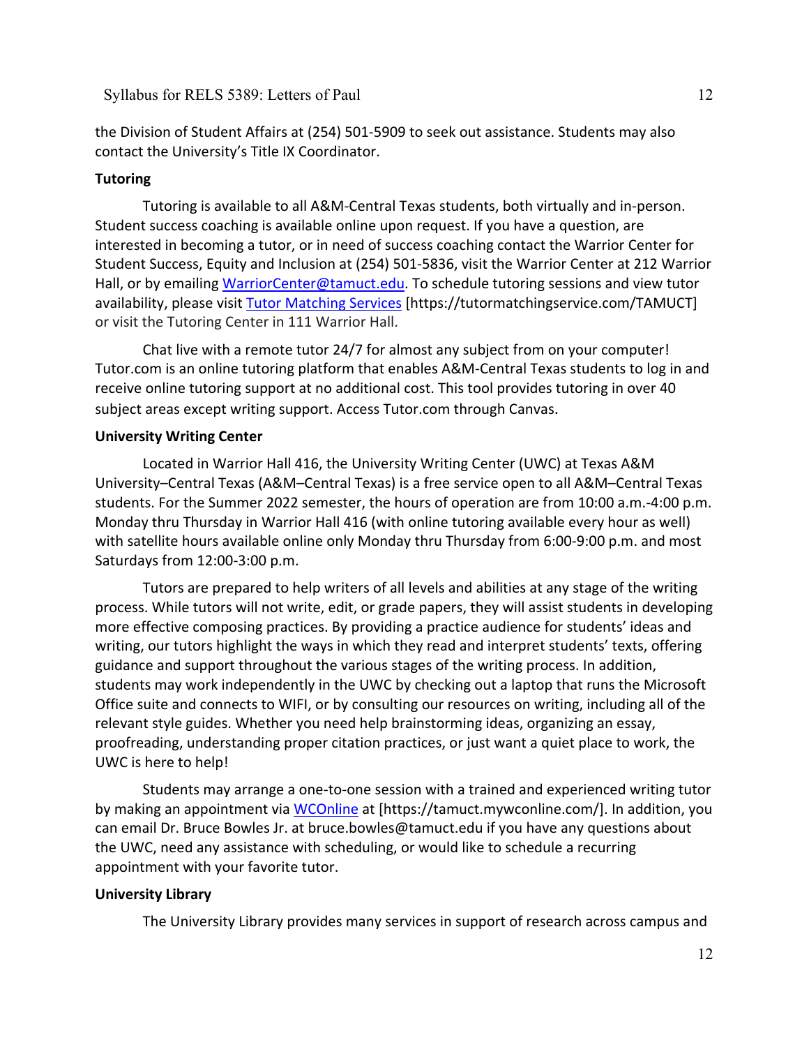the Division of Student Affairs at (254) 501-5909 to seek out assistance. Students may also contact the University's Title IX Coordinator.

**Tutoring**

Tutoring is available to all A&M-Central Texas students, both virtually and in-person. Student success coaching is available online upon request. If you have a question, are interested in becoming a tutor, or in need of success coaching contact the Warrior Center for Student Success, Equity and Inclusion at (254) 501-5836, visit the Warrior Center at 212 Warrior Hall, or by emailing WarriorCenter@tamuct.edu. To schedule tutoring sessions and view tutor availability, please visit Tutor Matching Services [https://tutormatchingservice.com/TAMUCT] or visit the Tutoring Center in 111 Warrior Hall.

Chat live with a remote tutor 24/7 for almost any subject from on your computer! Tutor.com is an online tutoring platform that enables A&M-Central Texas students to log in and receive online tutoring support at no additional cost. This tool provides tutoring in over 40 subject areas except writing support. Access Tutor.com through Canvas.

**University Writing Center**

Located in Warrior Hall 416, the University Writing Center (UWC) at Texas A&M University–Central Texas (A&M–Central Texas) is a free service open to all A&M–Central Texas students. For the Summer 2022 semester, the hours of operation are from 10:00 a.m.-4:00 p.m. Monday thru Thursday in Warrior Hall 416 (with online tutoring available every hour as well) with satellite hours available online only Monday thru Thursday from 6:00-9:00 p.m. and most Saturdays from 12:00-3:00 p.m.

Tutors are prepared to help writers of all levels and abilities at any stage of the writing process. While tutors will not write, edit, or grade papers, they will assist students in developing more effective composing practices. By providing a practice audience for students' ideas and writing, our tutors highlight the ways in which they read and interpret students' texts, offering guidance and support throughout the various stages of the writing process. In addition, students may work independently in the UWC by checking out a laptop that runs the Microsoft Office suite and connects to WIFI, or by consulting our resources on writing, including all of the relevant style guides. Whether you need help brainstorming ideas, organizing an essay, proofreading, understanding proper citation practices, or just want a quiet place to work, the UWC is here to help!

Students may arrange a one-to-one session with a trained and experienced writing tutor by making an appointment via WCOnline at [https://tamuct.mywconline.com/]. In addition, you can email Dr. Bruce Bowles Jr. at bruce.bowles@tamuct.edu if you have any questions about the UWC, need any assistance with scheduling, or would like to schedule a recurring appointment with your favorite tutor.

**University Library**

The University Library provides many services in support of research across campus and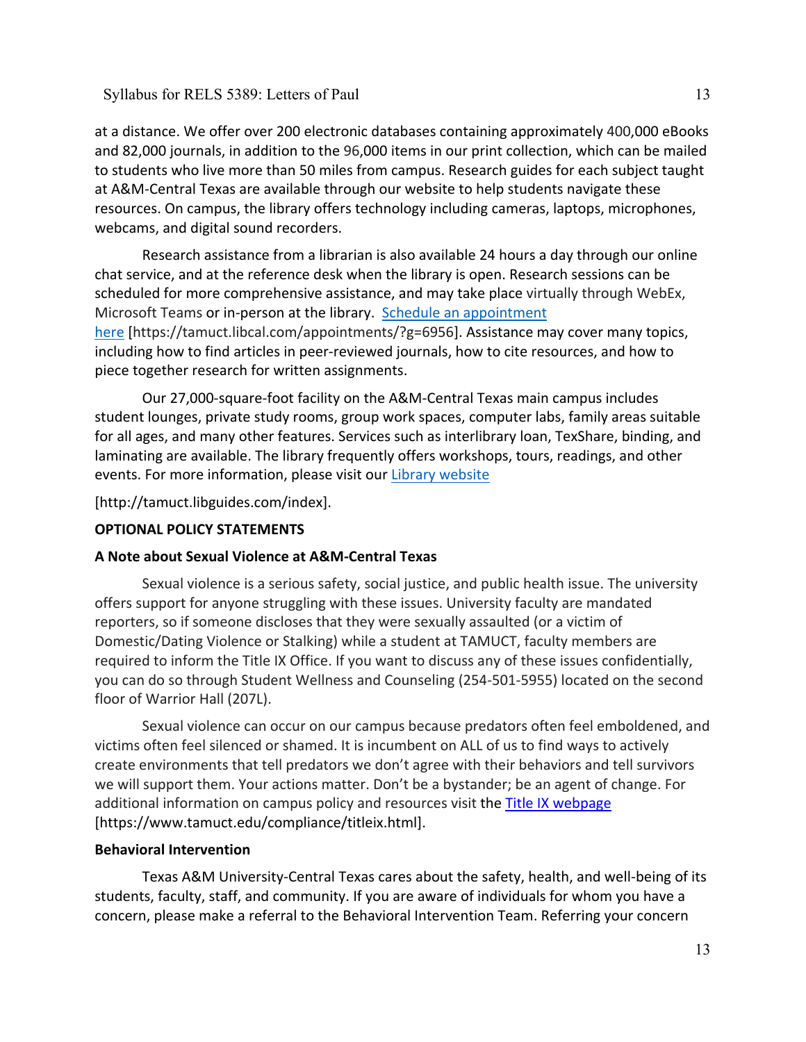at a distance. We offer over 200 electronic databases containing approximately 400,000 eBooks and 82,000 journals, in addition to the 96,000 items in our print collection, which can be mailed to students who live more than 50 miles from campus. Research guides for each subject taught at A&M-Central Texas are available through our website to help students navigate these resources. On campus, the library offers technology including cameras, laptops, microphones, webcams, and digital sound recorders.

Research assistance from a librarian is also available 24 hours a day through our online chat service, and at the reference desk when the library is open. Research sessions can be scheduled for more comprehensive assistance, and may take place virtually through WebEx, Microsoft Teams or in-person at the library. [Schedule an appointment here](https://tamuct.libcal.com/appointments/?g=6956) [https://tamuct.libcal.com/appointments/?g=6956]. Assistance may cover many topics, including how to find articles in peer-reviewed journals, how to cite resources, and how to piece together research for written assignments.

Our 27,000-square-foot facility on the A&M-Central Texas main campus includes student lounges, private study rooms, group work spaces, computer labs, family areas suitable for all ages, and many other features. Services such as interlibrary loan, TexShare, binding, and laminating are available. The library frequently offers workshops, tours, readings, and other events. For more information, please visit our [Library website](http://tamuct.libguides.com/index)

[http://tamuct.libguides.com/index].

**OPTIONAL POLICY STATEMENTS**

**A Note about Sexual Violence at A&M-Central Texas**

Sexual violence is a serious safety, social justice, and public health issue. The university offers support for anyone struggling with these issues. University faculty are mandated reporters, so if someone discloses that they were sexually assaulted (or a victim of Domestic/Dating Violence or Stalking) while a student at TAMUCT, faculty members are required to inform the Title IX Office. If you want to discuss any of these issues confidentially, you can do so through Student Wellness and Counseling (254-501-5955) located on the second floor of Warrior Hall (207L).

Sexual violence can occur on our campus because predators often feel emboldened, and victims often feel silenced or shamed. It is incumbent on ALL of us to find ways to actively create environments that tell predators we don't agree with their behaviors and tell survivors we will support them. Your actions matter. Don't be a bystander; be an agent of change. For additional information on campus policy and resources visit the [Title IX webpage](https://www.tamuct.edu/compliance/titleix.html) [https://www.tamuct.edu/compliance/titleix.html].

**Behavioral Intervention**

Texas A&M University-Central Texas cares about the safety, health, and well-being of its students, faculty, staff, and community. If you are aware of individuals for whom you have a concern, please make a referral to the Behavioral Intervention Team. Referring your concern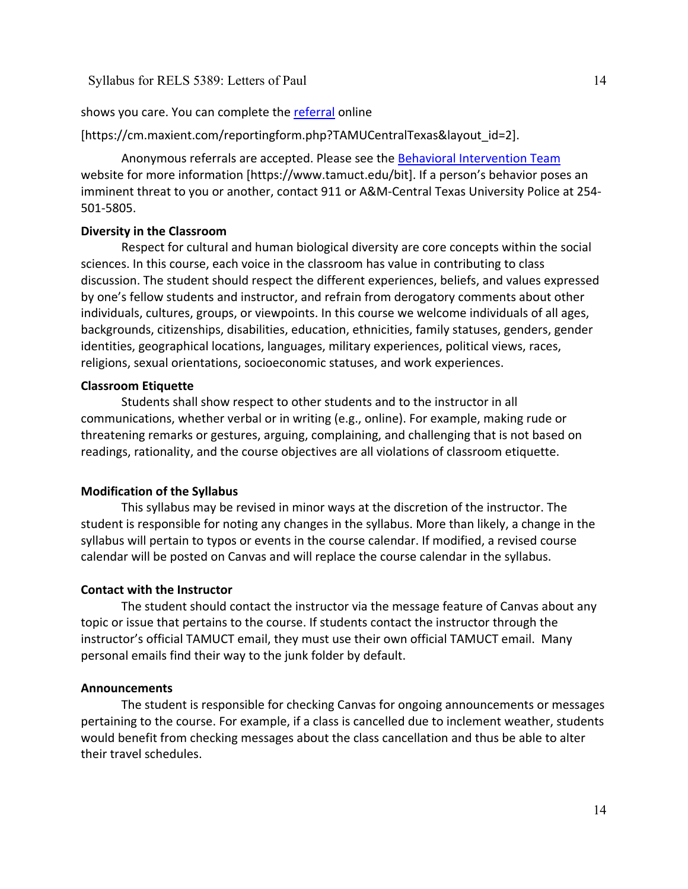shows you care. You can complete the [referral](https://cm.maxient.com/reportingform.php?TAMUCentralTexas&layout_id=2) online

[https://cm.maxient.com/reportingform.php?TAMUCentralTexas&layout_id=2].

Anonymous referrals are accepted. Please see the [Behavioral Intervention Team](https://www.tamuct.edu/bit) website for more information [https://www.tamuct.edu/bit]. If a person's behavior poses an imminent threat to you or another, contact 911 or A&M-Central Texas University Police at 254-501-5805.

**Diversity in the Classroom**

Respect for cultural and human biological diversity are core concepts within the social sciences. In this course, each voice in the classroom has value in contributing to class discussion. The student should respect the different experiences, beliefs, and values expressed by one's fellow students and instructor, and refrain from derogatory comments about other individuals, cultures, groups, or viewpoints. In this course we welcome individuals of all ages, backgrounds, citizenships, disabilities, education, ethnicities, family statuses, genders, gender identities, geographical locations, languages, military experiences, political views, races, religions, sexual orientations, socioeconomic statuses, and work experiences.

**Classroom Etiquette**

Students shall show respect to other students and to the instructor in all communications, whether verbal or in writing (e.g., online). For example, making rude or threatening remarks or gestures, arguing, complaining, and challenging that is not based on readings, rationality, and the course objectives are all violations of classroom etiquette.

**Modification of the Syllabus**

This syllabus may be revised in minor ways at the discretion of the instructor. The student is responsible for noting any changes in the syllabus. More than likely, a change in the syllabus will pertain to typos or events in the course calendar. If modified, a revised course calendar will be posted on Canvas and will replace the course calendar in the syllabus.

**Contact with the Instructor**

The student should contact the instructor via the message feature of Canvas about any topic or issue that pertains to the course. If students contact the instructor through the instructor's official TAMUCT email, they must use their own official TAMUCT email. Many personal emails find their way to the junk folder by default.

**Announcements**

The student is responsible for checking Canvas for ongoing announcements or messages pertaining to the course. For example, if a class is cancelled due to inclement weather, students would benefit from checking messages about the class cancellation and thus be able to alter their travel schedules.